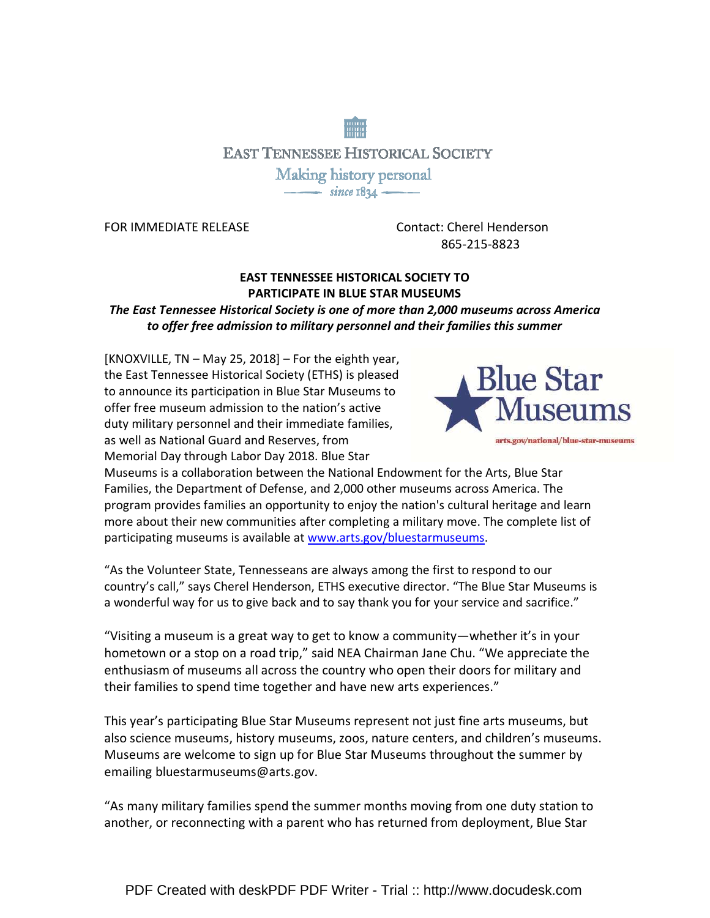EAST TENNESSEE HISTORICAL SOCIETY

Making history personal

since 1834

FOR IMMEDIATE RELEASE

Contact: Cherel Henderson
865-215-8823

**EAST TENNESSEE HISTORICAL SOCIETY TO PARTICIPATE IN BLUE STAR MUSEUMS**

***The East Tennessee Historical Society is one of more than 2,000 museums across America to offer free admission to military personnel and their families this summer***

[KNOXVILLE, TN – May 25, 2018] – For the eighth year, the East Tennessee Historical Society (ETHS) is pleased to announce its participation in Blue Star Museums to offer free museum admission to the nation's active duty military personnel and their immediate families, as well as National Guard and Reserves, from Memorial Day through Labor Day 2018. Blue Star Museums is a collaboration between the National Endowment for the Arts, Blue Star Families, the Department of Defense, and 2,000 other museums across America. The program provides families an opportunity to enjoy the nation's cultural heritage and learn more about their new communities after completing a military move. The complete list of participating museums is available at [www.arts.gov/bluestarmuseums](http://www.arts.gov/bluestarmuseums).

Blue Star Museums

arts.gov/national/blue-star-museums

"As the Volunteer State, Tennesseans are always among the first to respond to our country's call," says Cherel Henderson, ETHS executive director. "The Blue Star Museums is a wonderful way for us to give back and to say thank you for your service and sacrifice."

"Visiting a museum is a great way to get to know a community—whether it's in your hometown or a stop on a road trip," said NEA Chairman Jane Chu. "We appreciate the enthusiasm of museums all across the country who open their doors for military and their families to spend time together and have new arts experiences."

This year's participating Blue Star Museums represent not just fine arts museums, but also science museums, history museums, zoos, nature centers, and children's museums. Museums are welcome to sign up for Blue Star Museums throughout the summer by emailing bluestarmuseums@arts.gov.

"As many military families spend the summer months moving from one duty station to another, or reconnecting with a parent who has returned from deployment, Blue Star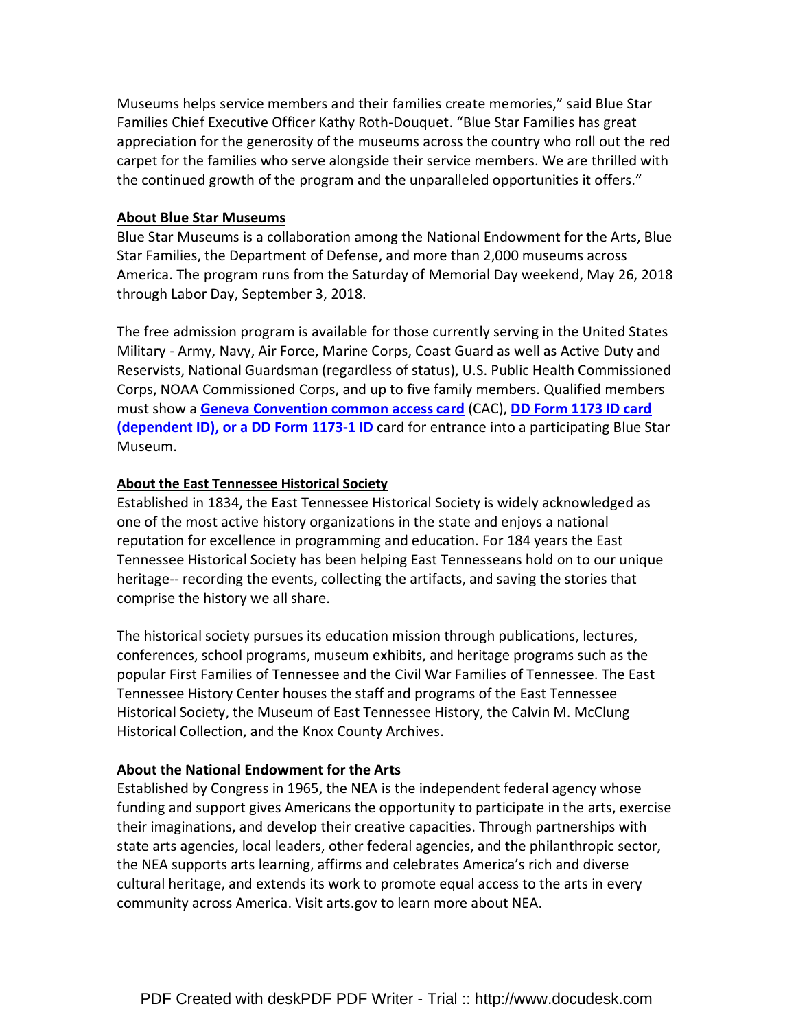Museums helps service members and their families create memories," said Blue Star Families Chief Executive Officer Kathy Roth-Douquet. "Blue Star Families has great appreciation for the generosity of the museums across the country who roll out the red carpet for the families who serve alongside their service members. We are thrilled with the continued growth of the program and the unparalleled opportunities it offers."

## About Blue Star Museums

Blue Star Museums is a collaboration among the National Endowment for the Arts, Blue Star Families, the Department of Defense, and more than 2,000 museums across America. The program runs from the Saturday of Memorial Day weekend, May 26, 2018 through Labor Day, September 3, 2018.

The free admission program is available for those currently serving in the United States Military - Army, Navy, Air Force, Marine Corps, Coast Guard as well as Active Duty and Reservists, National Guardsman (regardless of status), U.S. Public Health Commissioned Corps, NOAA Commissioned Corps, and up to five family members. Qualified members must show a **Geneva Convention common access card** (CAC), **DD Form 1173 ID card (dependent ID), or a DD Form 1173-1 ID** card for entrance into a participating Blue Star Museum.

## About the East Tennessee Historical Society

Established in 1834, the East Tennessee Historical Society is widely acknowledged as one of the most active history organizations in the state and enjoys a national reputation for excellence in programming and education. For 184 years the East Tennessee Historical Society has been helping East Tennesseans hold on to our unique heritage-- recording the events, collecting the artifacts, and saving the stories that comprise the history we all share.

The historical society pursues its education mission through publications, lectures, conferences, school programs, museum exhibits, and heritage programs such as the popular First Families of Tennessee and the Civil War Families of Tennessee. The East Tennessee History Center houses the staff and programs of the East Tennessee Historical Society, the Museum of East Tennessee History, the Calvin M. McClung Historical Collection, and the Knox County Archives.

## About the National Endowment for the Arts

Established by Congress in 1965, the NEA is the independent federal agency whose funding and support gives Americans the opportunity to participate in the arts, exercise their imaginations, and develop their creative capacities. Through partnerships with state arts agencies, local leaders, other federal agencies, and the philanthropic sector, the NEA supports arts learning, affirms and celebrates America's rich and diverse cultural heritage, and extends its work to promote equal access to the arts in every community across America. Visit arts.gov to learn more about NEA.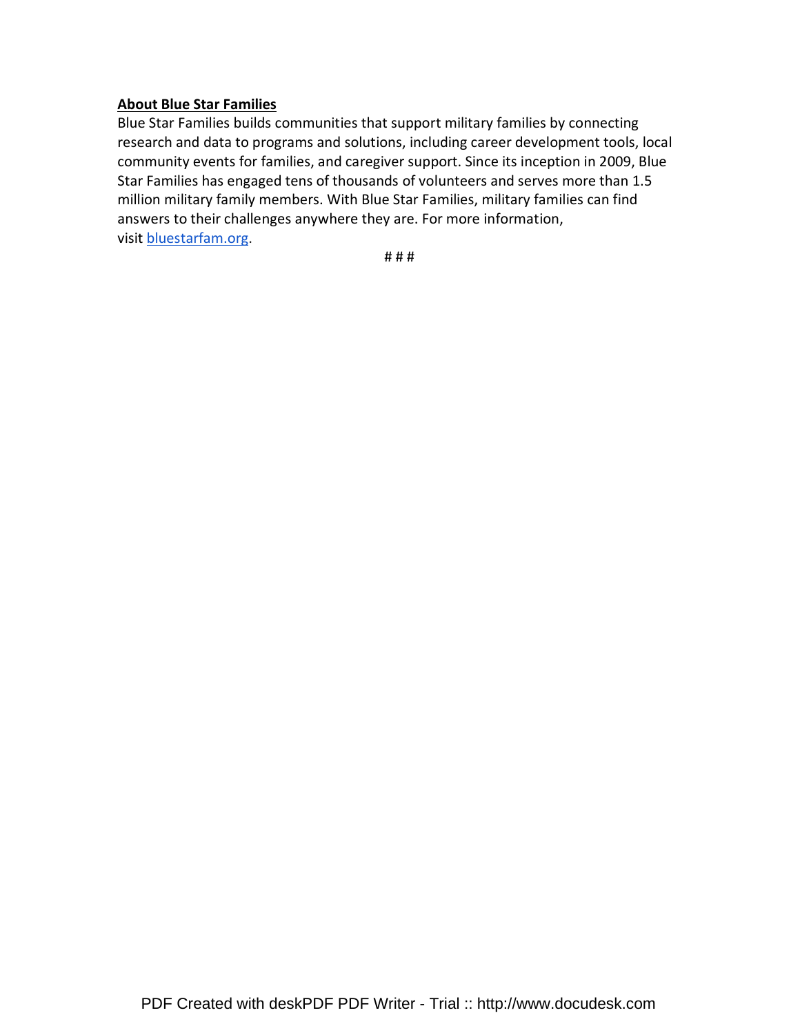**About Blue Star Families**

Blue Star Families builds communities that support military families by connecting research and data to programs and solutions, including career development tools, local community events for families, and caregiver support. Since its inception in 2009, Blue Star Families has engaged tens of thousands of volunteers and serves more than 1.5 million military family members. With Blue Star Families, military families can find answers to their challenges anywhere they are. For more information, visit [bluestarfam.org](bluestarfam.org).

# # #